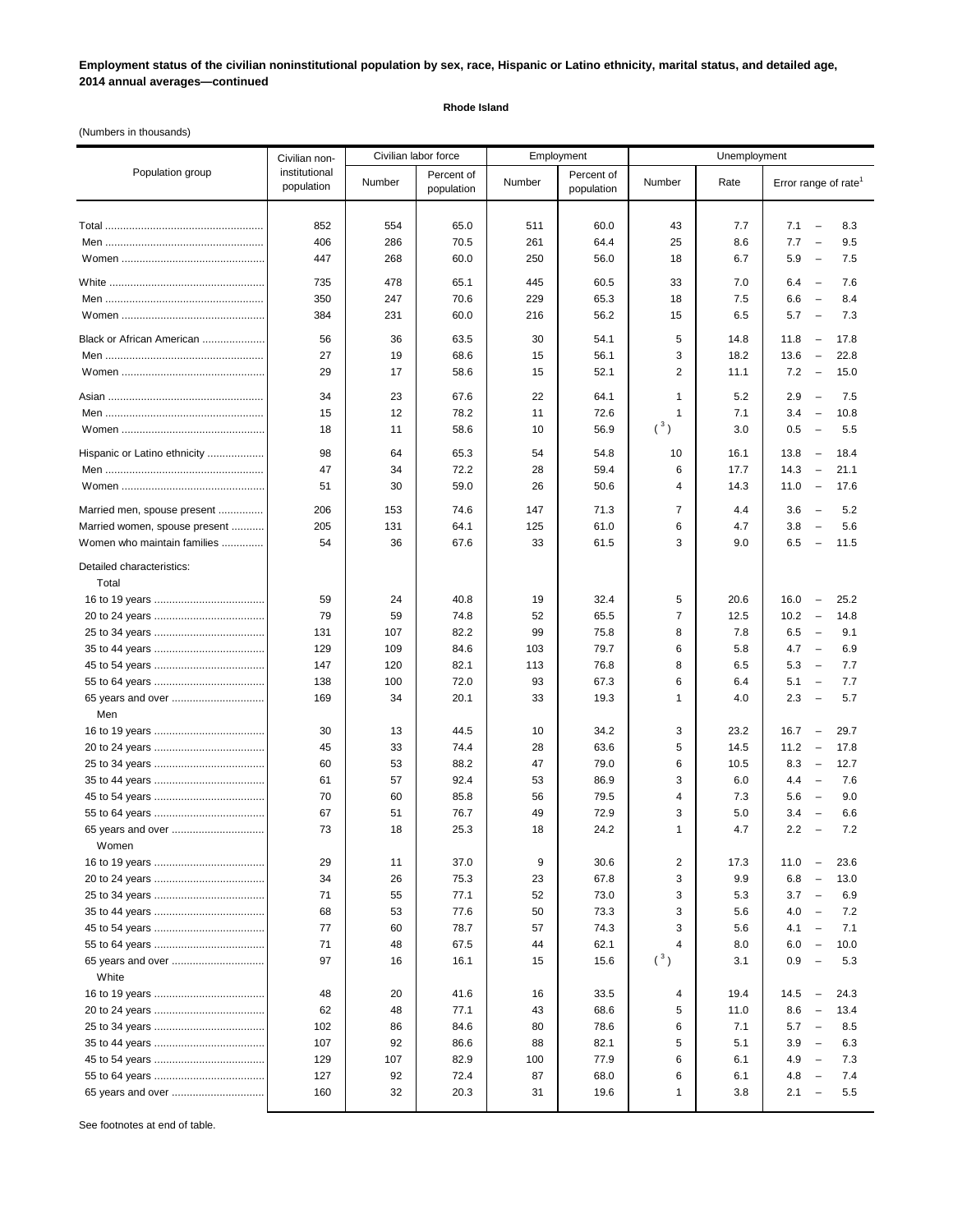**Employment status of the civilian noninstitutional population by sex, race, Hispanic or Latino ethnicity, marital status, and detailed age, 2014 annual averages—continued**

**Rhode Island**

(Numbers in thousands)

| Population group | Civilian non-institutional population | Civilian labor force | | Employment | | Unemployment | | |
|---|---|---|---|---|---|---|---|---|
| | | Number | Percent of population | Number | Percent of population | Number | Rate | Error range of rate[1] |
| Total | 852 | 554 | 65.0 | 511 | 60.0 | 43 | 7.7 | 7.1 – 8.3 |
| Men | 406 | 286 | 70.5 | 261 | 64.4 | 25 | 8.6 | 7.7 – 9.5 |
| Women | 447 | 268 | 60.0 | 250 | 56.0 | 18 | 6.7 | 5.9 – 7.5 |
| White | 735 | 478 | 65.1 | 445 | 60.5 | 33 | 7.0 | 6.4 – 7.6 |
| Men | 350 | 247 | 70.6 | 229 | 65.3 | 18 | 7.5 | 6.6 – 8.4 |
| Women | 384 | 231 | 60.0 | 216 | 56.2 | 15 | 6.5 | 5.7 – 7.3 |
| Black or African American | 56 | 36 | 63.5 | 30 | 54.1 | 5 | 14.8 | 11.8 – 17.8 |
| Men | 27 | 19 | 68.6 | 15 | 56.1 | 3 | 18.2 | 13.6 – 22.8 |
| Women | 29 | 17 | 58.6 | 15 | 52.1 | 2 | 11.1 | 7.2 – 15.0 |
| Asian | 34 | 23 | 67.6 | 22 | 64.1 | 1 | 5.2 | 2.9 – 7.5 |
| Men | 15 | 12 | 78.2 | 11 | 72.6 | 1 | 7.1 | 3.4 – 10.8 |
| Women | 18 | 11 | 58.6 | 10 | 56.9 | ([3]) | 3.0 | 0.5 – 5.5 |
| Hispanic or Latino ethnicity | 98 | 64 | 65.3 | 54 | 54.8 | 10 | 16.1 | 13.8 – 18.4 |
| Men | 47 | 34 | 72.2 | 28 | 59.4 | 6 | 17.7 | 14.3 – 21.1 |
| Women | 51 | 30 | 59.0 | 26 | 50.6 | 4 | 14.3 | 11.0 – 17.6 |
| Married men, spouse present | 206 | 153 | 74.6 | 147 | 71.3 | 7 | 4.4 | 3.6 – 5.2 |
| Married women, spouse present | 205 | 131 | 64.1 | 125 | 61.0 | 6 | 4.7 | 3.8 – 5.6 |
| Women who maintain families | 54 | 36 | 67.6 | 33 | 61.5 | 3 | 9.0 | 6.5 – 11.5 |
| Detailed characteristics: | | | | | | | | |
| Total | | | | | | | | |
| 16 to 19 years | 59 | 24 | 40.8 | 19 | 32.4 | 5 | 20.6 | 16.0 – 25.2 |
| 20 to 24 years | 79 | 59 | 74.8 | 52 | 65.5 | 7 | 12.5 | 10.2 – 14.8 |
| 25 to 34 years | 131 | 107 | 82.2 | 99 | 75.8 | 8 | 7.8 | 6.5 – 9.1 |
| 35 to 44 years | 129 | 109 | 84.6 | 103 | 79.7 | 6 | 5.8 | 4.7 – 6.9 |
| 45 to 54 years | 147 | 120 | 82.1 | 113 | 76.8 | 8 | 6.5 | 5.3 – 7.7 |
| 55 to 64 years | 138 | 100 | 72.0 | 93 | 67.3 | 6 | 6.4 | 5.1 – 7.7 |
| 65 years and over | 169 | 34 | 20.1 | 33 | 19.3 | 1 | 4.0 | 2.3 – 5.7 |
| Men | | | | | | | | |
| 16 to 19 years | 30 | 13 | 44.5 | 10 | 34.2 | 3 | 23.2 | 16.7 – 29.7 |
| 20 to 24 years | 45 | 33 | 74.4 | 28 | 63.6 | 5 | 14.5 | 11.2 – 17.8 |
| 25 to 34 years | 60 | 53 | 88.2 | 47 | 79.0 | 6 | 10.5 | 8.3 – 12.7 |
| 35 to 44 years | 61 | 57 | 92.4 | 53 | 86.9 | 3 | 6.0 | 4.4 – 7.6 |
| 45 to 54 years | 70 | 60 | 85.8 | 56 | 79.5 | 4 | 7.3 | 5.6 – 9.0 |
| 55 to 64 years | 67 | 51 | 76.7 | 49 | 72.9 | 3 | 5.0 | 3.4 – 6.6 |
| 65 years and over | 73 | 18 | 25.3 | 18 | 24.2 | 1 | 4.7 | 2.2 – 7.2 |
| Women | | | | | | | | |
| 16 to 19 years | 29 | 11 | 37.0 | 9 | 30.6 | 2 | 17.3 | 11.0 – 23.6 |
| 20 to 24 years | 34 | 26 | 75.3 | 23 | 67.8 | 3 | 9.9 | 6.8 – 13.0 |
| 25 to 34 years | 71 | 55 | 77.1 | 52 | 73.0 | 3 | 5.3 | 3.7 – 6.9 |
| 35 to 44 years | 68 | 53 | 77.6 | 50 | 73.3 | 3 | 5.6 | 4.0 – 7.2 |
| 45 to 54 years | 77 | 60 | 78.7 | 57 | 74.3 | 3 | 5.6 | 4.1 – 7.1 |
| 55 to 64 years | 71 | 48 | 67.5 | 44 | 62.1 | 4 | 8.0 | 6.0 – 10.0 |
| 65 years and over | 97 | 16 | 16.1 | 15 | 15.6 | ([3]) | 3.1 | 0.9 – 5.3 |
| White | | | | | | | | |
| 16 to 19 years | 48 | 20 | 41.6 | 16 | 33.5 | 4 | 19.4 | 14.5 – 24.3 |
| 20 to 24 years | 62 | 48 | 77.1 | 43 | 68.6 | 5 | 11.0 | 8.6 – 13.4 |
| 25 to 34 years | 102 | 86 | 84.6 | 80 | 78.6 | 6 | 7.1 | 5.7 – 8.5 |
| 35 to 44 years | 107 | 92 | 86.6 | 88 | 82.1 | 5 | 5.1 | 3.9 – 6.3 |
| 45 to 54 years | 129 | 107 | 82.9 | 100 | 77.9 | 6 | 6.1 | 4.9 – 7.3 |
| 55 to 64 years | 127 | 92 | 72.4 | 87 | 68.0 | 6 | 6.1 | 4.8 – 7.4 |
| 65 years and over | 160 | 32 | 20.3 | 31 | 19.6 | 1 | 3.8 | 2.1 – 5.5 |

See footnotes at end of table.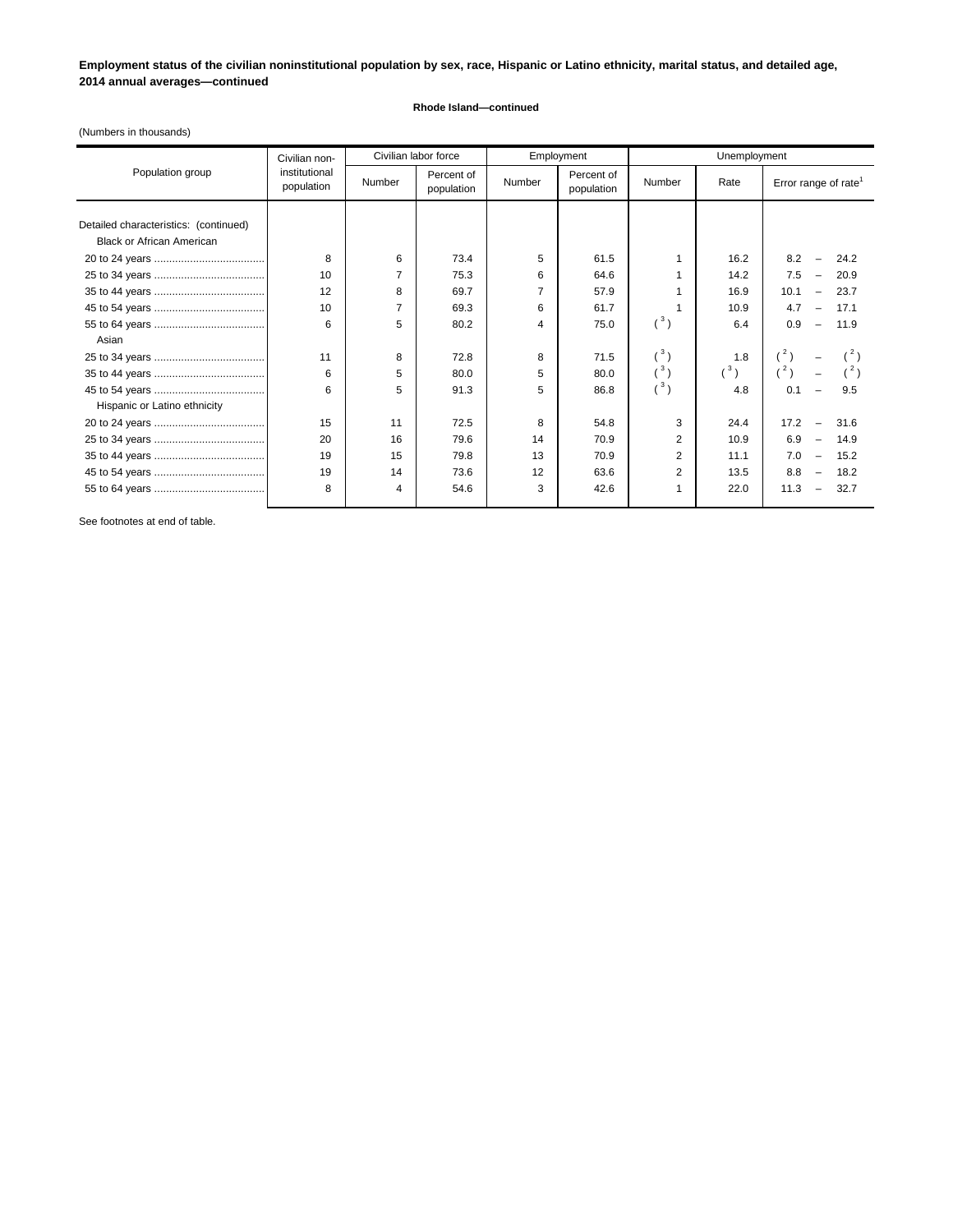**Employment status of the civilian noninstitutional population by sex, race, Hispanic or Latino ethnicity, marital status, and detailed age, 2014 annual averages—continued**

**Rhode Island—continued**

(Numbers in thousands)

| Population group | Civilian non-institutional population | Civilian labor force | | Employment | | Unemployment | | |
|---|---|---|---|---|---|---|---|---|
| | | Number | Percent of population | Number | Percent of population | Number | Rate | Error range of rate[1] |
| Detailed characteristics: (continued) | | | | | | | | |
| Black or African American | | | | | | | | |
| 20 to 24 years | 8 | 6 | 73.4 | 5 | 61.5 | 1 | 16.2 | 8.2 – 24.2 |
| 25 to 34 years | 10 | 7 | 75.3 | 6 | 64.6 | 1 | 14.2 | 7.5 – 20.9 |
| 35 to 44 years | 12 | 8 | 69.7 | 7 | 57.9 | 1 | 16.9 | 10.1 – 23.7 |
| 45 to 54 years | 10 | 7 | 69.3 | 6 | 61.7 | 1 | 10.9 | 4.7 – 17.1 |
| 55 to 64 years | 6 | 5 | 80.2 | 4 | 75.0 | ([3]) | 6.4 | 0.9 – 11.9 |
| Asian | | | | | | | | |
| 25 to 34 years | 11 | 8 | 72.8 | 8 | 71.5 | ([3]) | 1.8 | ([2]) – ([2]) |
| 35 to 44 years | 6 | 5 | 80.0 | 5 | 80.0 | ([3]) | ([3]) | ([2]) – ([2]) |
| 45 to 54 years | 6 | 5 | 91.3 | 5 | 86.8 | ([3]) | 4.8 | 0.1 – 9.5 |
| Hispanic or Latino ethnicity | | | | | | | | |
| 20 to 24 years | 15 | 11 | 72.5 | 8 | 54.8 | 3 | 24.4 | 17.2 – 31.6 |
| 25 to 34 years | 20 | 16 | 79.6 | 14 | 70.9 | 2 | 10.9 | 6.9 – 14.9 |
| 35 to 44 years | 19 | 15 | 79.8 | 13 | 70.9 | 2 | 11.1 | 7.0 – 15.2 |
| 45 to 54 years | 19 | 14 | 73.6 | 12 | 63.6 | 2 | 13.5 | 8.8 – 18.2 |
| 55 to 64 years | 8 | 4 | 54.6 | 3 | 42.6 | 1 | 22.0 | 11.3 – 32.7 |

See footnotes at end of table.